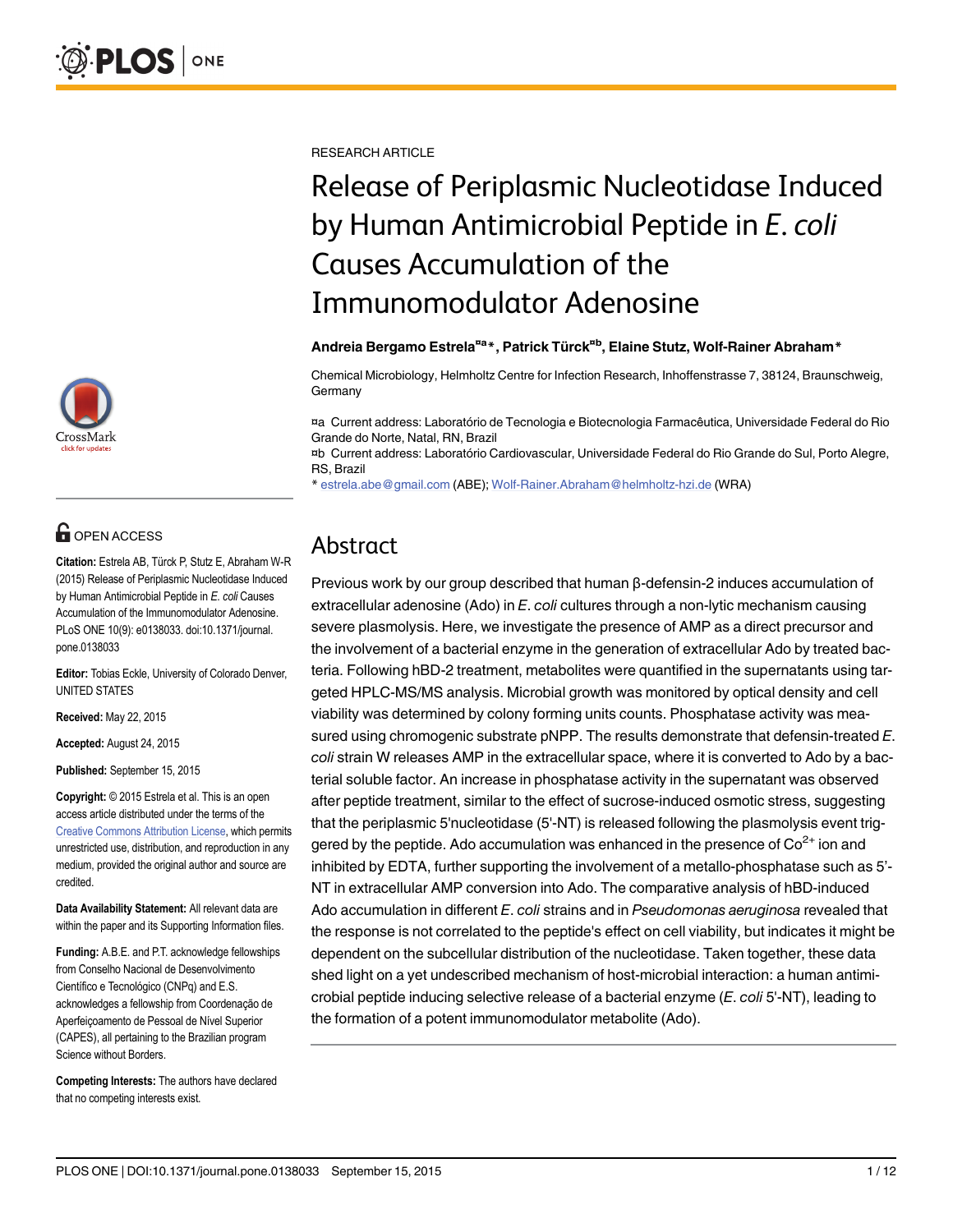RESEARCH ARTICLE

# Release of Periplasmic Nucleotidase Induced by Human Antimicrobial Peptide in *E. coli* Causes Accumulation of the Immunomodulator Adenosine

**Andreia Bergamo Estrela[¤a]*, Patrick Türck[¤b], Elaine Stutz, Wolf-Rainer Abraham***

Chemical Microbiology, Helmholtz Centre for Infection Research, Inhoffenstrasse 7, 38124, Braunschweig, Germany

¤a Current address: Laboratório de Tecnologia e Biotecnologia Farmacêutica, Universidade Federal do Rio Grande do Norte, Natal, RN, Brazil
¤b Current address: Laboratório Cardiovascular, Universidade Federal do Rio Grande do Sul, Porto Alegre, RS, Brazil
* estrela.abe@gmail.com (ABE); Wolf-Rainer.Abraham@helmholtz-hzi.de (WRA)

OPEN ACCESS

**Citation:** Estrela AB, Türck P, Stutz E, Abraham W-R (2015) Release of Periplasmic Nucleotidase Induced by Human Antimicrobial Peptide in *E. coli* Causes Accumulation of the Immunomodulator Adenosine. PLoS ONE 10(9): e0138033. doi:10.1371/journal.pone.0138033

**Editor:** Tobias Eckle, University of Colorado Denver, UNITED STATES

**Received:** May 22, 2015

**Accepted:** August 24, 2015

**Published:** September 15, 2015

**Copyright:** © 2015 Estrela et al. This is an open access article distributed under the terms of the Creative Commons Attribution License, which permits unrestricted use, distribution, and reproduction in any medium, provided the original author and source are credited.

**Data Availability Statement:** All relevant data are within the paper and its Supporting Information files.

**Funding:** A.B.E. and P.T. acknowledge fellowships from Conselho Nacional de Desenvolvimento Científico e Tecnológico (CNPq) and E.S. acknowledges a fellowship from Coordenação de Aperfeiçoamento de Pessoal de Nível Superior (CAPES), all pertaining to the Brazilian program Science without Borders.

**Competing Interests:** The authors have declared that no competing interests exist.

## Abstract

Previous work by our group described that human β-defensin-2 induces accumulation of extracellular adenosine (Ado) in *E. coli* cultures through a non-lytic mechanism causing severe plasmolysis. Here, we investigate the presence of AMP as a direct precursor and the involvement of a bacterial enzyme in the generation of extracellular Ado by treated bacteria. Following hBD-2 treatment, metabolites were quantified in the supernatants using targeted HPLC-MS/MS analysis. Microbial growth was monitored by optical density and cell viability was determined by colony forming units counts. Phosphatase activity was measured using chromogenic substrate pNPP. The results demonstrate that defensin-treated *E. coli* strain W releases AMP in the extracellular space, where it is converted to Ado by a bacterial soluble factor. An increase in phosphatase activity in the supernatant was observed after peptide treatment, similar to the effect of sucrose-induced osmotic stress, suggesting that the periplasmic 5'nucleotidase (5'-NT) is released following the plasmolysis event triggered by the peptide. Ado accumulation was enhanced in the presence of $Co^{2+}$ ion and inhibited by EDTA, further supporting the involvement of a metallo-phosphatase such as 5'-NT in extracellular AMP conversion into Ado. The comparative analysis of hBD-induced Ado accumulation in different *E. coli* strains and in *Pseudomonas aeruginosa* revealed that the response is not correlated to the peptide's effect on cell viability, but indicates it might be dependent on the subcellular distribution of the nucleotidase. Taken together, these data shed light on a yet undescribed mechanism of host-microbial interaction: a human antimicrobial peptide inducing selective release of a bacterial enzyme (*E. coli* 5'-NT), leading to the formation of a potent immunomodulator metabolite (Ado).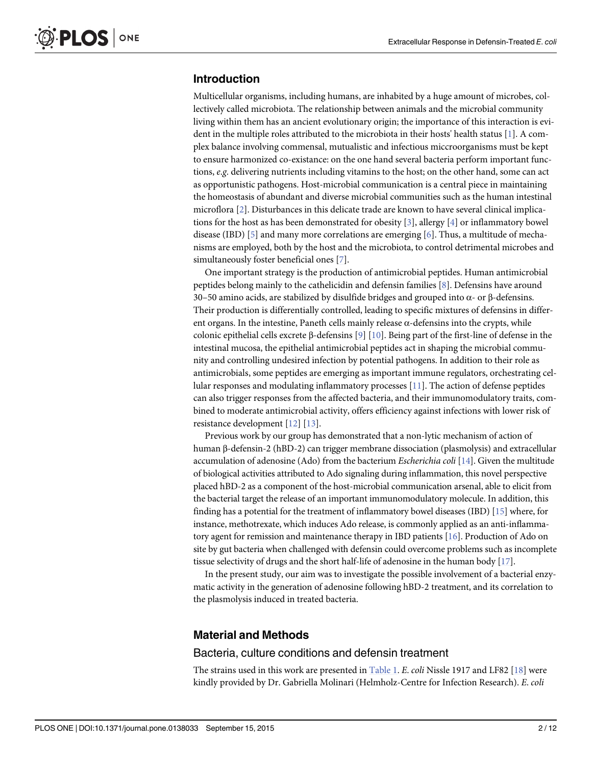## Introduction

Multicellular organisms, including humans, are inhabited by a huge amount of microbes, collectively called microbiota. The relationship between animals and the microbial community living within them has an ancient evolutionary origin; the importance of this interaction is evident in the multiple roles attributed to the microbiota in their hosts' health status [1]. A complex balance involving commensal, mutualistic and infectious miccroorganisms must be kept to ensure harmonized co-existance: on the one hand several bacteria perform important functions, *e.g*. delivering nutrients including vitamins to the host; on the other hand, some can act as opportunistic pathogens. Host-microbial communication is a central piece in maintaining the homeostasis of abundant and diverse microbial communities such as the human intestinal microflora [2]. Disturbances in this delicate trade are known to have several clinical implications for the host as has been demonstrated for obesity [3], allergy [4] or inflammatory bowel disease (IBD) [5] and many more correlations are emerging [6]. Thus, a multitude of mechanisms are employed, both by the host and the microbiota, to control detrimental microbes and simultaneously foster beneficial ones [7].

One important strategy is the production of antimicrobial peptides. Human antimicrobial peptides belong mainly to the cathelicidin and defensin families [8]. Defensins have around 30–50 amino acids, are stabilized by disulfide bridges and grouped into α- or β-defensins. Their production is differentially controlled, leading to specific mixtures of defensins in different organs. In the intestine, Paneth cells mainly release α-defensins into the crypts, while colonic epithelial cells excrete β-defensins [9] [10]. Being part of the first-line of defense in the intestinal mucosa, the epithelial antimicrobial peptides act in shaping the microbial community and controlling undesired infection by potential pathogens. In addition to their role as antimicrobials, some peptides are emerging as important immune regulators, orchestrating cellular responses and modulating inflammatory processes [11]. The action of defense peptides can also trigger responses from the affected bacteria, and their immunomodulatory traits, combined to moderate antimicrobial activity, offers efficiency against infections with lower risk of resistance development [12] [13].

Previous work by our group has demonstrated that a non-lytic mechanism of action of human β-defensin-2 (hBD-2) can trigger membrane dissociation (plasmolysis) and extracellular accumulation of adenosine (Ado) from the bacterium *Escherichia coli* [14]. Given the multitude of biological activities attributed to Ado signaling during inflammation, this novel perspective placed hBD-2 as a component of the host-microbial communication arsenal, able to elicit from the bacterial target the release of an important immunomodulatory molecule. In addition, this finding has a potential for the treatment of inflammatory bowel diseases (IBD) [15] where, for instance, methotrexate, which induces Ado release, is commonly applied as an anti-inflammatory agent for remission and maintenance therapy in IBD patients [16]. Production of Ado on site by gut bacteria when challenged with defensin could overcome problems such as incomplete tissue selectivity of drugs and the short half-life of adenosine in the human body [17].

In the present study, our aim was to investigate the possible involvement of a bacterial enzymatic activity in the generation of adenosine following hBD-2 treatment, and its correlation to the plasmolysis induced in treated bacteria.

## Material and Methods

### Bacteria, culture conditions and defensin treatment

The strains used in this work are presented in Table 1. *E. coli* Nissle 1917 and LF82 [18] were kindly provided by Dr. Gabriella Molinari (Helmholz-Centre for Infection Research). *E. coli*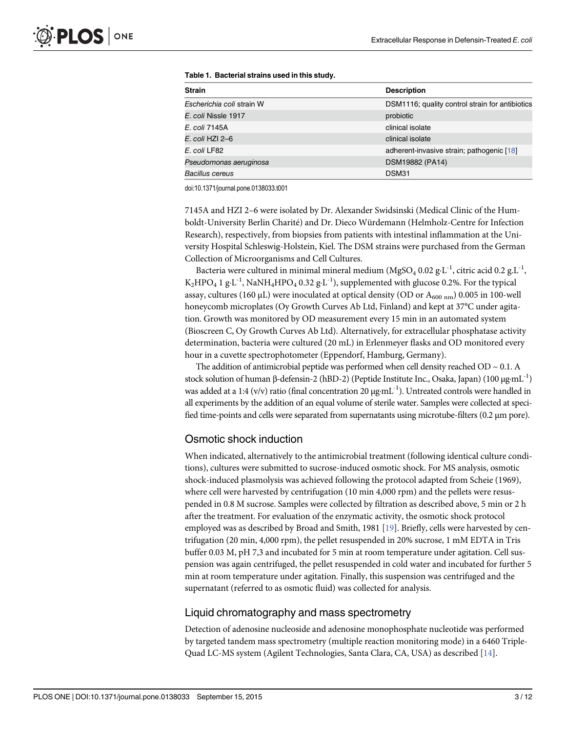**Table 1. Bacterial strains used in this study.**

| Strain | Description |
| --- | --- |
| *Escherichia coli* strain W | DSM1116; quality control strain for antibiotics |
| *E. coli* Nissle 1917 | probiotic |
| *E. coli* 7145A | clinical isolate |
| *E. coli* HZI 2–6 | clinical isolate |
| *E. coli* LF82 | adherent-invasive strain; pathogenic [18] |
| *Pseudomonas aeruginosa* | DSM19882 (PA14) |
| *Bacillus cereus* | DSM31 |

doi:10.1371/journal.pone.0138033.t001

7145A and HZI 2–6 were isolated by Dr. Alexander Swidsinski (Medical Clinic of the Humboldt-University Berlin Charité) and Dr. Dieco Würdemann (Helmholz-Centre for Infection Research), respectively, from biopsies from patients with intestinal inflammation at the University Hospital Schleswig-Holstein, Kiel. The DSM strains were purchased from the German Collection of Microorganisms and Cell Cultures.

Bacteria were cultured in minimal mineral medium ($MgSO_4$ 0.02 $g \cdot L^{-1}$, citric acid 0.2 $g.L^{-1}$, $K_2HPO_4$ 1 $g \cdot L^{-1}$, $NaNH_4HPO_4$ 0.32 $g \cdot L^{-1}$), supplemented with glucose 0.2%. For the typical assay, cultures (160 μL) were inoculated at optical density (OD or $A_{600\ nm}$) 0.005 in 100-well honeycomb microplates (Oy Growth Curves Ab Ltd, Finland) and kept at 37°C under agitation. Growth was monitored by OD measurement every 15 min in an automated system (Bioscreen C, Oy Growth Curves Ab Ltd). Alternatively, for extracellular phosphatase activity determination, bacteria were cultured (20 mL) in Erlenmeyer flasks and OD monitored every hour in a cuvette spectrophotometer (Eppendorf, Hamburg, Germany).

The addition of antimicrobial peptide was performed when cell density reached OD ~ 0.1. A stock solution of human β-defensin-2 (hBD-2) (Peptide Institute Inc., Osaka, Japan) (100 $\mu g \cdot mL^{-1}$) was added at a 1:4 (v/v) ratio (final concentration 20 $\mu g \cdot mL^{-1}$). Untreated controls were handled in all experiments by the addition of an equal volume of sterile water. Samples were collected at specified time-points and cells were separated from supernatants using microtube-filters (0.2 μm pore).

## Osmotic shock induction

When indicated, alternatively to the antimicrobial treatment (following identical culture conditions), cultures were submitted to sucrose-induced osmotic shock. For MS analysis, osmotic shock-induced plasmolysis was achieved following the protocol adapted from Scheie (1969), where cell were harvested by centrifugation (10 min 4,000 rpm) and the pellets were resuspended in 0.8 M sucrose. Samples were collected by filtration as described above, 5 min or 2 h after the treatment. For evaluation of the enzymatic activity, the osmotic shock protocol employed was as described by Broad and Smith, 1981 [19]. Briefly, cells were harvested by centrifugation (20 min, 4,000 rpm), the pellet resuspended in 20% sucrose, 1 mM EDTA in Tris buffer 0.03 M, pH 7,3 and incubated for 5 min at room temperature under agitation. Cell suspension was again centrifuged, the pellet resuspended in cold water and incubated for further 5 min at room temperature under agitation. Finally, this suspension was centrifuged and the supernatant (referred to as osmotic fluid) was collected for analysis.

## Liquid chromatography and mass spectrometry

Detection of adenosine nucleoside and adenosine monophosphate nucleotide was performed by targeted tandem mass spectrometry (multiple reaction monitoring mode) in a 6460 Triple-Quad LC-MS system (Agilent Technologies, Santa Clara, CA, USA) as described [14].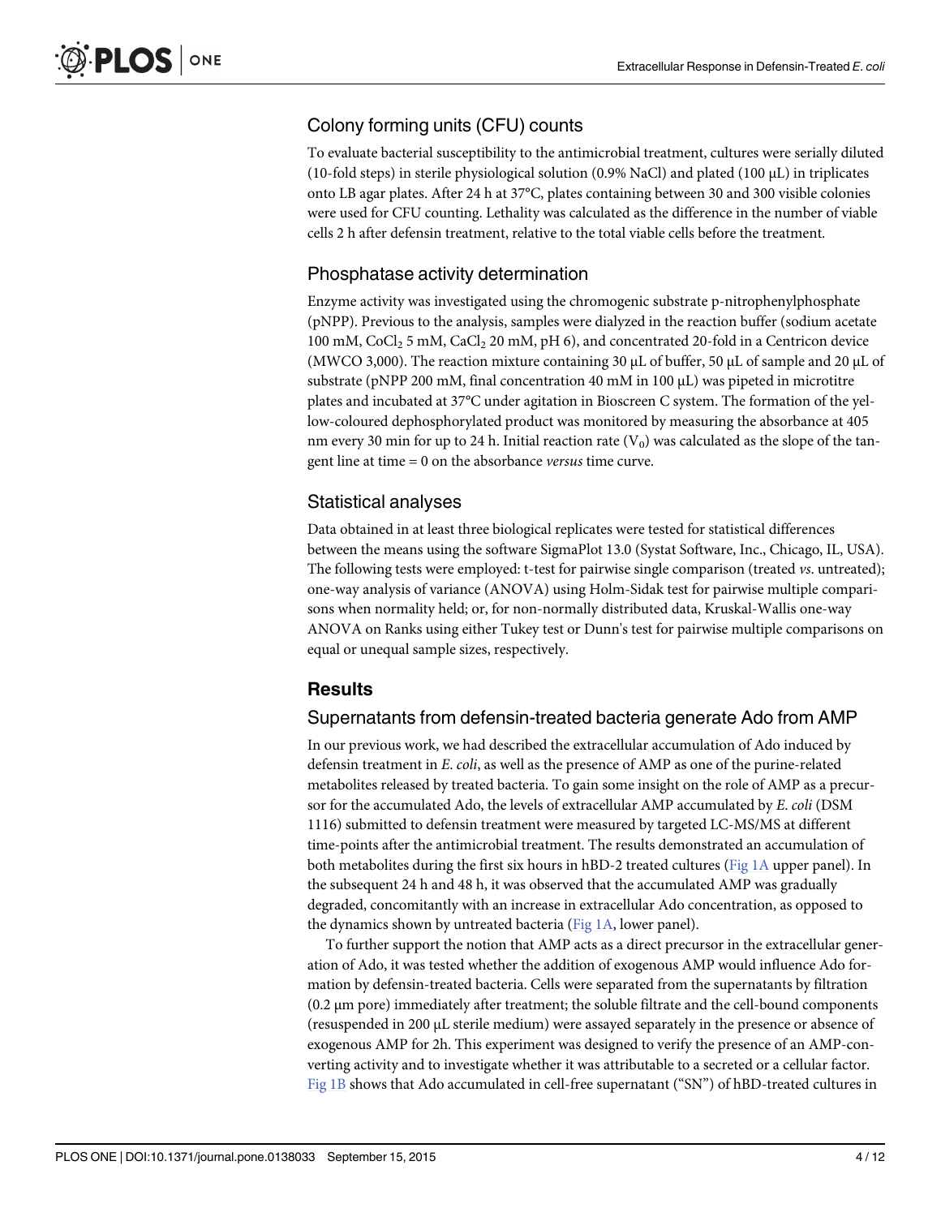## Colony forming units (CFU) counts

To evaluate bacterial susceptibility to the antimicrobial treatment, cultures were serially diluted (10-fold steps) in sterile physiological solution (0.9% NaCl) and plated (100 μL) in triplicates onto LB agar plates. After 24 h at 37°C, plates containing between 30 and 300 visible colonies were used for CFU counting. Lethality was calculated as the difference in the number of viable cells 2 h after defensin treatment, relative to the total viable cells before the treatment.

## Phosphatase activity determination

Enzyme activity was investigated using the chromogenic substrate p-nitrophenylphosphate (pNPP). Previous to the analysis, samples were dialyzed in the reaction buffer (sodium acetate 100 mM, $CoCl_2$ 5 mM, $CaCl_2$ 20 mM, pH 6), and concentrated 20-fold in a Centricon device (MWCO 3,000). The reaction mixture containing 30 μL of buffer, 50 μL of sample and 20 μL of substrate (pNPP 200 mM, final concentration 40 mM in 100 μL) was pipeted in microtitre plates and incubated at 37°C under agitation in Bioscreen C system. The formation of the yellow-coloured dephosphorylated product was monitored by measuring the absorbance at 405 nm every 30 min for up to 24 h. Initial reaction rate ($V_0$) was calculated as the slope of the tangent line at time = 0 on the absorbance *versus* time curve.

## Statistical analyses

Data obtained in at least three biological replicates were tested for statistical differences between the means using the software SigmaPlot 13.0 (Systat Software, Inc., Chicago, IL, USA). The following tests were employed: t-test for pairwise single comparison (treated *vs*. untreated); one-way analysis of variance (ANOVA) using Holm-Sidak test for pairwise multiple comparisons when normality held; or, for non-normally distributed data, Kruskal-Wallis one-way ANOVA on Ranks using either Tukey test or Dunn's test for pairwise multiple comparisons on equal or unequal sample sizes, respectively.

# Results

## Supernatants from defensin-treated bacteria generate Ado from AMP

In our previous work, we had described the extracellular accumulation of Ado induced by defensin treatment in *E. coli*, as well as the presence of AMP as one of the purine-related metabolites released by treated bacteria. To gain some insight on the role of AMP as a precursor for the accumulated Ado, the levels of extracellular AMP accumulated by *E. coli* (DSM 1116) submitted to defensin treatment were measured by targeted LC-MS/MS at different time-points after the antimicrobial treatment. The results demonstrated an accumulation of both metabolites during the first six hours in hBD-2 treated cultures (Fig 1A upper panel). In the subsequent 24 h and 48 h, it was observed that the accumulated AMP was gradually degraded, concomitantly with an increase in extracellular Ado concentration, as opposed to the dynamics shown by untreated bacteria (Fig 1A, lower panel).

To further support the notion that AMP acts as a direct precursor in the extracellular generation of Ado, it was tested whether the addition of exogenous AMP would influence Ado formation by defensin-treated bacteria. Cells were separated from the supernatants by filtration (0.2 μm pore) immediately after treatment; the soluble filtrate and the cell-bound components (resuspended in 200 μL sterile medium) were assayed separately in the presence or absence of exogenous AMP for 2h. This experiment was designed to verify the presence of an AMP-converting activity and to investigate whether it was attributable to a secreted or a cellular factor. Fig 1B shows that Ado accumulated in cell-free supernatant ("SN") of hBD-treated cultures in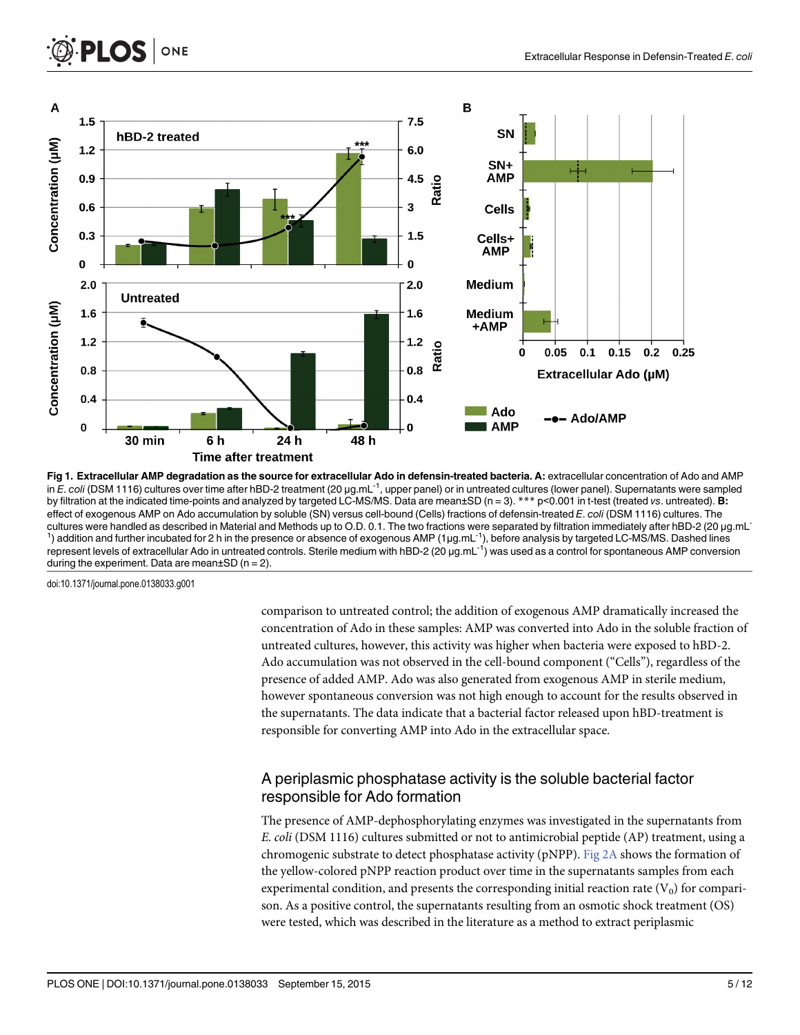**Fig 1. Extracellular AMP degradation as the source for extracellular Ado in defensin-treated bacteria. A:** extracellular concentration of Ado and AMP in *E. coli* (DSM 1116) cultures over time after hBD-2 treatment (20 µg.mL$^{-1}$, upper panel) or in untreated cultures (lower panel). Supernatants were sampled by filtration at the indicated time-points and analyzed by targeted LC-MS/MS. Data are mean±SD (n = 3). *** p<0.001 in t-test (treated *vs*. untreated). **B:** effect of exogenous AMP on Ado accumulation by soluble (SN) versus cell-bound (Cells) fractions of defensin-treated *E. coli* (DSM 1116) cultures. The cultures were handled as described in Material and Methods up to O.D. 0.1. The two fractions were separated by filtration immediately after hBD-2 (20 µg.mL$^{-1}$) addition and further incubated for 2 h in the presence or absence of exogenous AMP (1µg.mL$^{-1}$), before analysis by targeted LC-MS/MS. Dashed lines represent levels of extracellular Ado in untreated controls. Sterile medium with hBD-2 (20 µg.mL$^{-1}$) was used as a control for spontaneous AMP conversion during the experiment. Data are mean±SD (n = 2).

doi:10.1371/journal.pone.0138033.g001

comparison to untreated control; the addition of exogenous AMP dramatically increased the concentration of Ado in these samples: AMP was converted into Ado in the soluble fraction of untreated cultures, however, this activity was higher when bacteria were exposed to hBD-2. Ado accumulation was not observed in the cell-bound component ("Cells"), regardless of the presence of added AMP. Ado was also generated from exogenous AMP in sterile medium, however spontaneous conversion was not high enough to account for the results observed in the supernatants. The data indicate that a bacterial factor released upon hBD-treatment is responsible for converting AMP into Ado in the extracellular space.

## A periplasmic phosphatase activity is the soluble bacterial factor responsible for Ado formation

The presence of AMP-dephosphorylating enzymes was investigated in the supernatants from *E. coli* (DSM 1116) cultures submitted or not to antimicrobial peptide (AP) treatment, using a chromogenic substrate to detect phosphatase activity (pNPP). Fig 2A shows the formation of the yellow-colored pNPP reaction product over time in the supernatants samples from each experimental condition, and presents the corresponding initial reaction rate ($V_0$) for comparison. As a positive control, the supernatants resulting from an osmotic shock treatment (OS) were tested, which was described in the literature as a method to extract periplasmic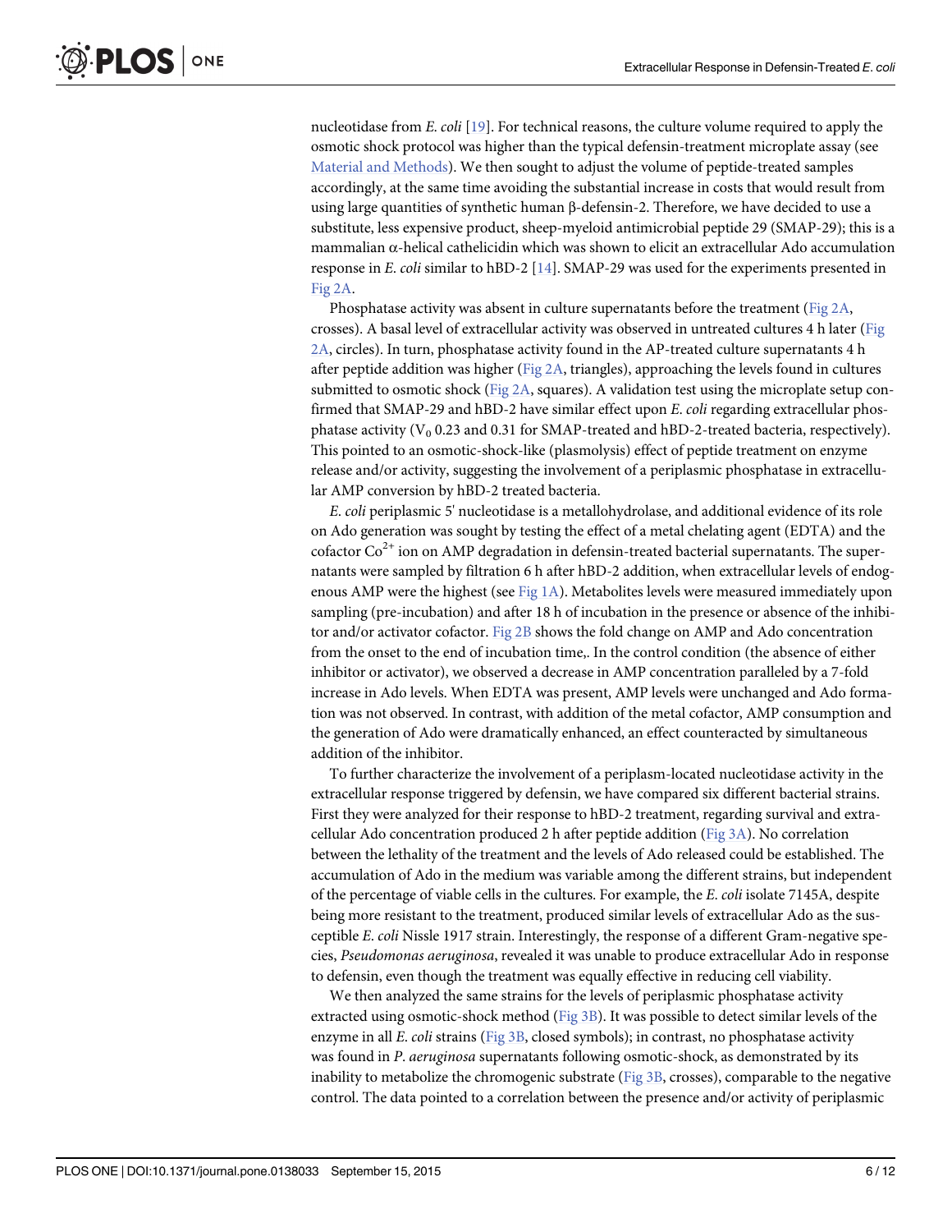nucleotidase from *E. coli* [19]. For technical reasons, the culture volume required to apply the osmotic shock protocol was higher than the typical defensin-treatment microplate assay (see Material and Methods). We then sought to adjust the volume of peptide-treated samples accordingly, at the same time avoiding the substantial increase in costs that would result from using large quantities of synthetic human β-defensin-2. Therefore, we have decided to use a substitute, less expensive product, sheep-myeloid antimicrobial peptide 29 (SMAP-29); this is a mammalian α-helical cathelicidin which was shown to elicit an extracellular Ado accumulation response in *E. coli* similar to hBD-2 [14]. SMAP-29 was used for the experiments presented in Fig 2A.

Phosphatase activity was absent in culture supernatants before the treatment (Fig 2A, crosses). A basal level of extracellular activity was observed in untreated cultures 4 h later (Fig 2A, circles). In turn, phosphatase activity found in the AP-treated culture supernatants 4 h after peptide addition was higher (Fig 2A, triangles), approaching the levels found in cultures submitted to osmotic shock (Fig 2A, squares). A validation test using the microplate setup confirmed that SMAP-29 and hBD-2 have similar effect upon *E. coli* regarding extracellular phosphatase activity ($V_0$ 0.23 and 0.31 for SMAP-treated and hBD-2-treated bacteria, respectively). This pointed to an osmotic-shock-like (plasmolysis) effect of peptide treatment on enzyme release and/or activity, suggesting the involvement of a periplasmic phosphatase in extracellular AMP conversion by hBD-2 treated bacteria.

*E. coli* periplasmic 5' nucleotidase is a metallohydrolase, and additional evidence of its role on Ado generation was sought by testing the effect of a metal chelating agent (EDTA) and the cofactor $Co^{2+}$ ion on AMP degradation in defensin-treated bacterial supernatants. The supernatants were sampled by filtration 6 h after hBD-2 addition, when extracellular levels of endogenous AMP were the highest (see Fig 1A). Metabolites levels were measured immediately upon sampling (pre-incubation) and after 18 h of incubation in the presence or absence of the inhibitor and/or activator cofactor. Fig 2B shows the fold change on AMP and Ado concentration from the onset to the end of incubation time,. In the control condition (the absence of either inhibitor or activator), we observed a decrease in AMP concentration paralleled by a 7-fold increase in Ado levels. When EDTA was present, AMP levels were unchanged and Ado formation was not observed. In contrast, with addition of the metal cofactor, AMP consumption and the generation of Ado were dramatically enhanced, an effect counteracted by simultaneous addition of the inhibitor.

To further characterize the involvement of a periplasm-located nucleotidase activity in the extracellular response triggered by defensin, we have compared six different bacterial strains. First they were analyzed for their response to hBD-2 treatment, regarding survival and extracellular Ado concentration produced 2 h after peptide addition (Fig 3A). No correlation between the lethality of the treatment and the levels of Ado released could be established. The accumulation of Ado in the medium was variable among the different strains, but independent of the percentage of viable cells in the cultures. For example, the *E. coli* isolate 7145A, despite being more resistant to the treatment, produced similar levels of extracellular Ado as the susceptible *E. coli* Nissle 1917 strain. Interestingly, the response of a different Gram-negative species, *Pseudomonas aeruginosa*, revealed it was unable to produce extracellular Ado in response to defensin, even though the treatment was equally effective in reducing cell viability.

We then analyzed the same strains for the levels of periplasmic phosphatase activity extracted using osmotic-shock method (Fig 3B). It was possible to detect similar levels of the enzyme in all *E. coli* strains (Fig 3B, closed symbols); in contrast, no phosphatase activity was found in *P. aeruginosa* supernatants following osmotic-shock, as demonstrated by its inability to metabolize the chromogenic substrate (Fig 3B, crosses), comparable to the negative control. The data pointed to a correlation between the presence and/or activity of periplasmic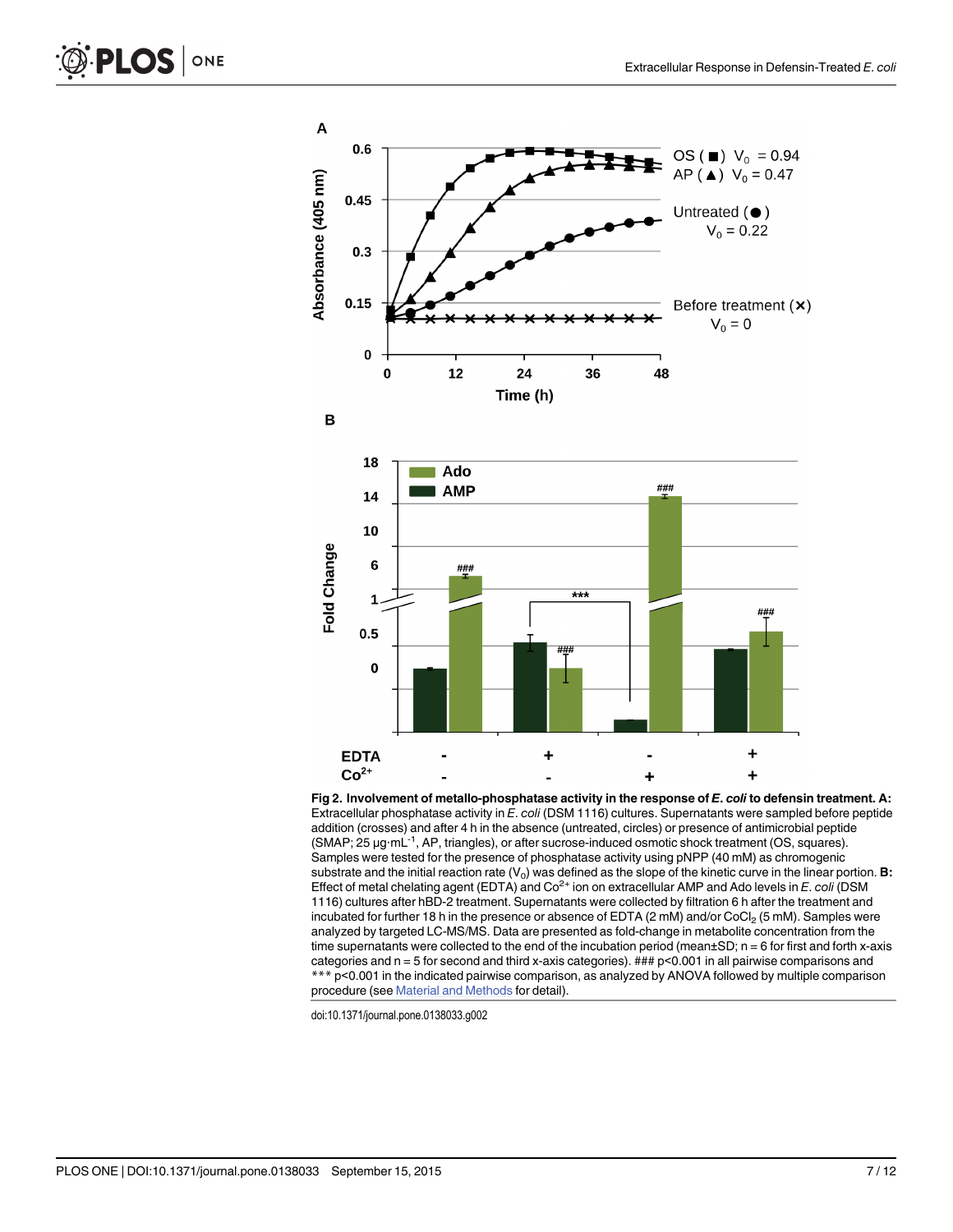**Fig 2. Involvement of metallo-phosphatase activity in the response of *E. coli* to defensin treatment. A:** Extracellular phosphatase activity in *E. coli* (DSM 1116) cultures. Supernatants were sampled before peptide addition (crosses) and after 4 h in the absence (untreated, circles) or presence of antimicrobial peptide (SMAP; 25 µg·mL$^{-1}$, AP, triangles), or after sucrose-induced osmotic shock treatment (OS, squares). Samples were tested for the presence of phosphatase activity using pNPP (40 mM) as chromogenic substrate and the initial reaction rate ($V_0$) was defined as the slope of the kinetic curve in the linear portion. **B:** Effect of metal chelating agent (EDTA) and $Co^{2+}$ ion on extracellular AMP and Ado levels in *E. coli* (DSM 1116) cultures after hBD-2 treatment. Supernatants were collected by filtration 6 h after the treatment and incubated for further 18 h in the presence or absence of EDTA (2 mM) and/or $CoCl_2$ (5 mM). Samples were analyzed by targeted LC-MS/MS. Data are presented as fold-change in metabolite concentration from the time supernatants were collected to the end of the incubation period (mean±SD; n = 6 for first and forth x-axis categories and n = 5 for second and third x-axis categories). ### p<0.001 in all pairwise comparisons and *** p<0.001 in the indicated pairwise comparison, as analyzed by ANOVA followed by multiple comparison procedure (see Material and Methods for detail).

doi:10.1371/journal.pone.0138033.g002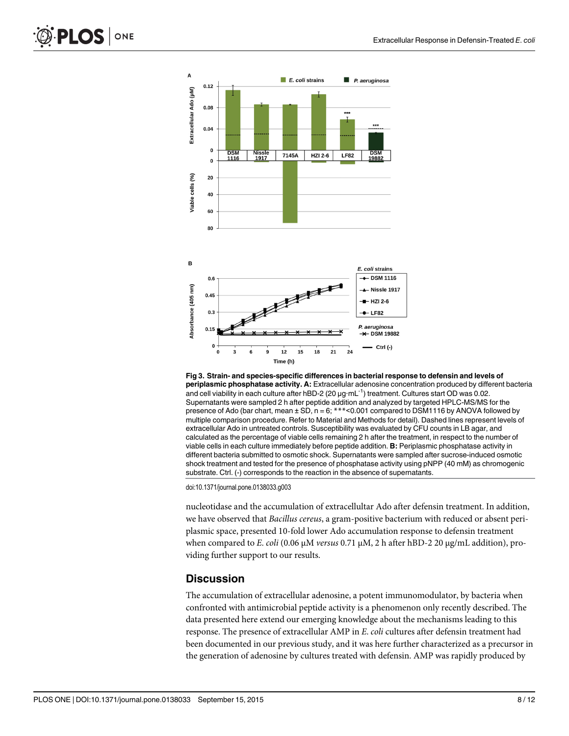**Fig 3. Strain- and species-specific differences in bacterial response to defensin and levels of periplasmic phosphatase activity. A:** Extracellular adenosine concentration produced by different bacteria and cell viability in each culture after hBD-2 (20 μg·mL$^{-1}$) treatment. Cultures start OD was 0.02. Supernatants were sampled 2 h after peptide addition and analyzed by targeted HPLC-MS/MS for the presence of Ado (bar chart, mean ± SD, n = 6; ***<0.001 compared to DSM1116 by ANOVA followed by multiple comparison procedure. Refer to Material and Methods for detail). Dashed lines represent levels of extracellular Ado in untreated controls. Susceptibility was evaluated by CFU counts in LB agar, and calculated as the percentage of viable cells remaining 2 h after the treatment, in respect to the number of viable cells in each culture immediately before peptide addition. **B:** Periplasmic phosphatase activity in different bacteria submitted to osmotic shock. Supernatants were sampled after sucrose-induced osmotic shock treatment and tested for the presence of phosphatase activity using pNPP (40 mM) as chromogenic substrate. Ctrl. (-) corresponds to the reaction in the absence of supernatants.

doi:10.1371/journal.pone.0138033.g003

nucleotidase and the accumulation of extracellultar Ado after defensin treatment. In addition, we have observed that *Bacillus cereus*, a gram-positive bacterium with reduced or absent periplasmic space, presented 10-fold lower Ado accumulation response to defensin treatment when compared to *E. coli* (0.06 μM *versus* 0.71 μM, 2 h after hBD-2 20 μg/mL addition), providing further support to our results.

## Discussion

The accumulation of extracellular adenosine, a potent immunomodulator, by bacteria when confronted with antimicrobial peptide activity is a phenomenon only recently described. The data presented here extend our emerging knowledge about the mechanisms leading to this response. The presence of extracellular AMP in *E. coli* cultures after defensin treatment had been documented in our previous study, and it was here further characterized as a precursor in the generation of adenosine by cultures treated with defensin. AMP was rapidly produced by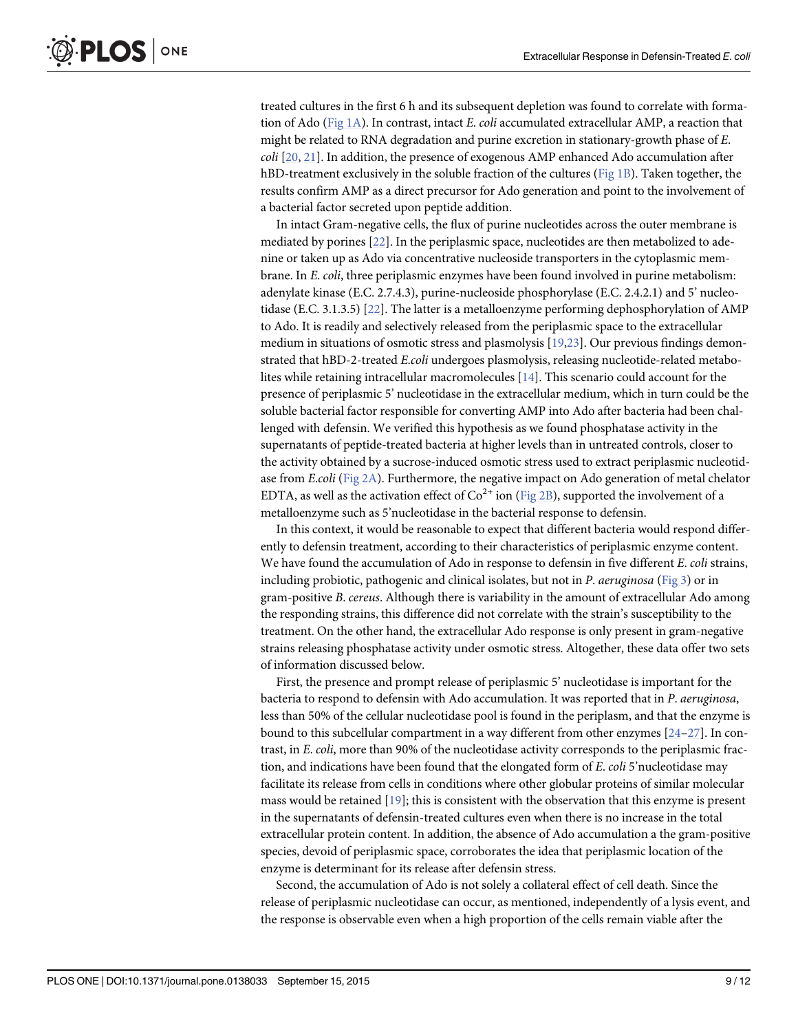treated cultures in the first 6 h and its subsequent depletion was found to correlate with formation of Ado (Fig 1A). In contrast, intact *E*. *coli* accumulated extracellular AMP, a reaction that might be related to RNA degradation and purine excretion in stationary-growth phase of *E*. *coli* [20, 21]. In addition, the presence of exogenous AMP enhanced Ado accumulation after hBD-treatment exclusively in the soluble fraction of the cultures (Fig 1B). Taken together, the results confirm AMP as a direct precursor for Ado generation and point to the involvement of a bacterial factor secreted upon peptide addition.

In intact Gram-negative cells, the flux of purine nucleotides across the outer membrane is mediated by porines [22]. In the periplasmic space, nucleotides are then metabolized to adenine or taken up as Ado via concentrative nucleoside transporters in the cytoplasmic membrane. In *E*. *coli*, three periplasmic enzymes have been found involved in purine metabolism: adenylate kinase (E.C. 2.7.4.3), purine-nucleoside phosphorylase (E.C. 2.4.2.1) and 5' nucleotidase (E.C. 3.1.3.5) [22]. The latter is a metalloenzyme performing dephosphorylation of AMP to Ado. It is readily and selectively released from the periplasmic space to the extracellular medium in situations of osmotic stress and plasmolysis [19,23]. Our previous findings demonstrated that hBD-2-treated *E*.*coli* undergoes plasmolysis, releasing nucleotide-related metabolites while retaining intracellular macromolecules [14]. This scenario could account for the presence of periplasmic 5' nucleotidase in the extracellular medium, which in turn could be the soluble bacterial factor responsible for converting AMP into Ado after bacteria had been challenged with defensin. We verified this hypothesis as we found phosphatase activity in the supernatants of peptide-treated bacteria at higher levels than in untreated controls, closer to the activity obtained by a sucrose-induced osmotic stress used to extract periplasmic nucleotidase from *E*.*coli* (Fig 2A). Furthermore, the negative impact on Ado generation of metal chelator EDTA, as well as the activation effect of $Co^{2+}$ ion (Fig 2B), supported the involvement of a metalloenzyme such as 5'nucleotidase in the bacterial response to defensin.

In this context, it would be reasonable to expect that different bacteria would respond differently to defensin treatment, according to their characteristics of periplasmic enzyme content. We have found the accumulation of Ado in response to defensin in five different *E*. *coli* strains, including probiotic, pathogenic and clinical isolates, but not in *P*. *aeruginosa* (Fig 3) or in gram-positive *B*. *cereus*. Although there is variability in the amount of extracellular Ado among the responding strains, this difference did not correlate with the strain's susceptibility to the treatment. On the other hand, the extracellular Ado response is only present in gram-negative strains releasing phosphatase activity under osmotic stress. Altogether, these data offer two sets of information discussed below.

First, the presence and prompt release of periplasmic 5' nucleotidase is important for the bacteria to respond to defensin with Ado accumulation. It was reported that in *P*. *aeruginosa*, less than 50% of the cellular nucleotidase pool is found in the periplasm, and that the enzyme is bound to this subcellular compartment in a way different from other enzymes [24–27]. In contrast, in *E*. *coli*, more than 90% of the nucleotidase activity corresponds to the periplasmic fraction, and indications have been found that the elongated form of *E*. *coli* 5'nucleotidase may facilitate its release from cells in conditions where other globular proteins of similar molecular mass would be retained [19]; this is consistent with the observation that this enzyme is present in the supernatants of defensin-treated cultures even when there is no increase in the total extracellular protein content. In addition, the absence of Ado accumulation a the gram-positive species, devoid of periplasmic space, corroborates the idea that periplasmic location of the enzyme is determinant for its release after defensin stress.

Second, the accumulation of Ado is not solely a collateral effect of cell death. Since the release of periplasmic nucleotidase can occur, as mentioned, independently of a lysis event, and the response is observable even when a high proportion of the cells remain viable after the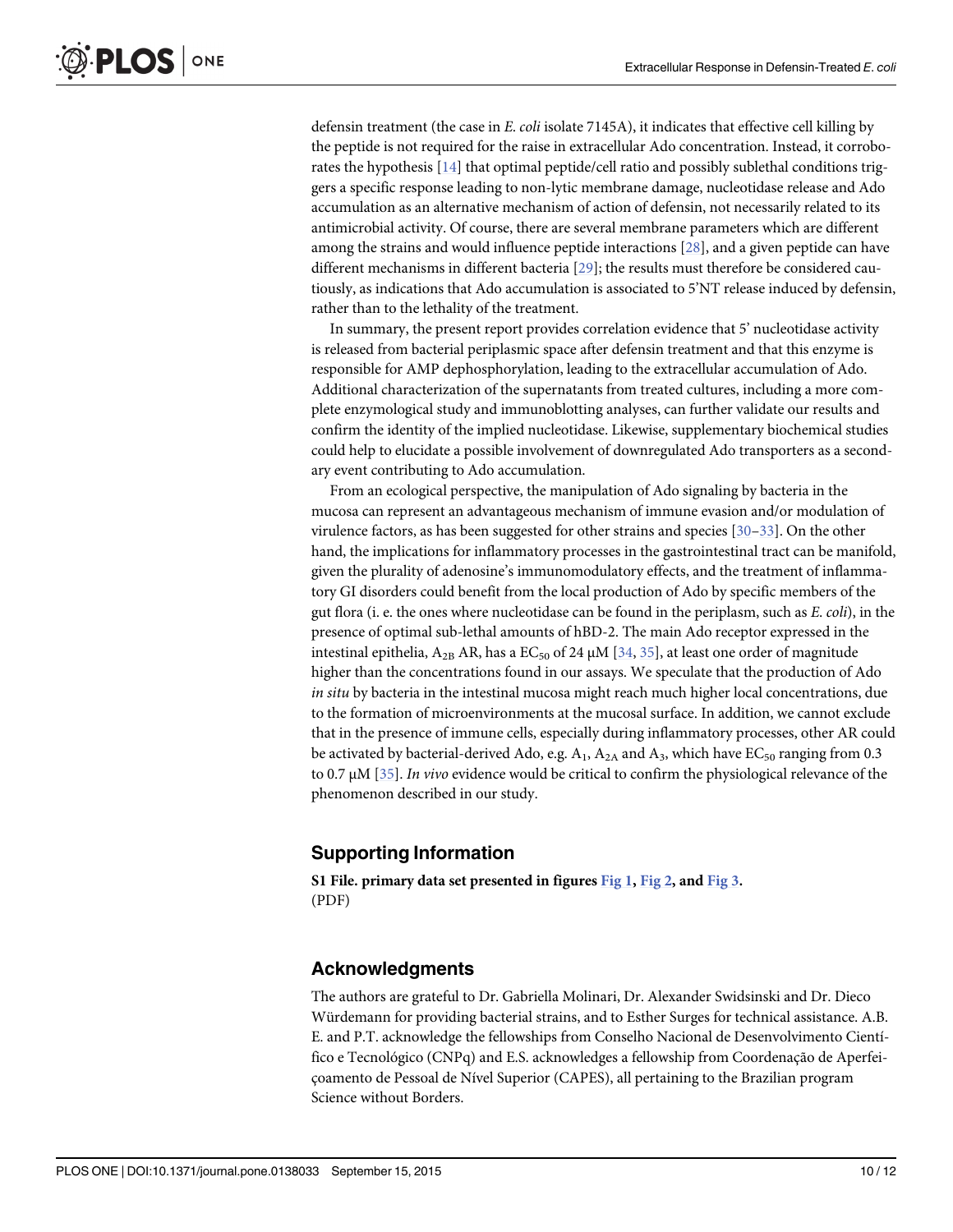defensin treatment (the case in *E. coli* isolate 7145A), it indicates that effective cell killing by the peptide is not required for the raise in extracellular Ado concentration. Instead, it corroborates the hypothesis [14] that optimal peptide/cell ratio and possibly sublethal conditions triggers a specific response leading to non-lytic membrane damage, nucleotidase release and Ado accumulation as an alternative mechanism of action of defensin, not necessarily related to its antimicrobial activity. Of course, there are several membrane parameters which are different among the strains and would influence peptide interactions [28], and a given peptide can have different mechanisms in different bacteria [29]; the results must therefore be considered cautiously, as indications that Ado accumulation is associated to 5'NT release induced by defensin, rather than to the lethality of the treatment.

In summary, the present report provides correlation evidence that 5' nucleotidase activity is released from bacterial periplasmic space after defensin treatment and that this enzyme is responsible for AMP dephosphorylation, leading to the extracellular accumulation of Ado. Additional characterization of the supernatants from treated cultures, including a more complete enzymological study and immunoblotting analyses, can further validate our results and confirm the identity of the implied nucleotidase. Likewise, supplementary biochemical studies could help to elucidate a possible involvement of downregulated Ado transporters as a secondary event contributing to Ado accumulation.

From an ecological perspective, the manipulation of Ado signaling by bacteria in the mucosa can represent an advantageous mechanism of immune evasion and/or modulation of virulence factors, as has been suggested for other strains and species [30–33]. On the other hand, the implications for inflammatory processes in the gastrointestinal tract can be manifold, given the plurality of adenosine's immunomodulatory effects, and the treatment of inflammatory GI disorders could benefit from the local production of Ado by specific members of the gut flora (i. e. the ones where nucleotidase can be found in the periplasm, such as *E. coli*), in the presence of optimal sub-lethal amounts of hBD-2. The main Ado receptor expressed in the intestinal epithelia, $A_{2B}$ AR, has a $EC_{50}$ of 24 μM [34, 35], at least one order of magnitude higher than the concentrations found in our assays. We speculate that the production of Ado *in situ* by bacteria in the intestinal mucosa might reach much higher local concentrations, due to the formation of microenvironments at the mucosal surface. In addition, we cannot exclude that in the presence of immune cells, especially during inflammatory processes, other AR could be activated by bacterial-derived Ado, e.g. $A_1$, $A_{2A}$ and $A_3$, which have $EC_{50}$ ranging from 0.3 to 0.7 μM [35]. *In vivo* evidence would be critical to confirm the physiological relevance of the phenomenon described in our study.

## Supporting Information

**S1 File. primary data set presented in figures Fig 1, Fig 2, and Fig 3.**
(PDF)

## Acknowledgments

The authors are grateful to Dr. Gabriella Molinari, Dr. Alexander Swidsinski and Dr. Dieco Würdemann for providing bacterial strains, and to Esther Surges for technical assistance. A.B. E. and P.T. acknowledge the fellowships from Conselho Nacional de Desenvolvimento Científico e Tecnológico (CNPq) and E.S. acknowledges a fellowship from Coordenação de Aperfeiçoamento de Pessoal de Nível Superior (CAPES), all pertaining to the Brazilian program Science without Borders.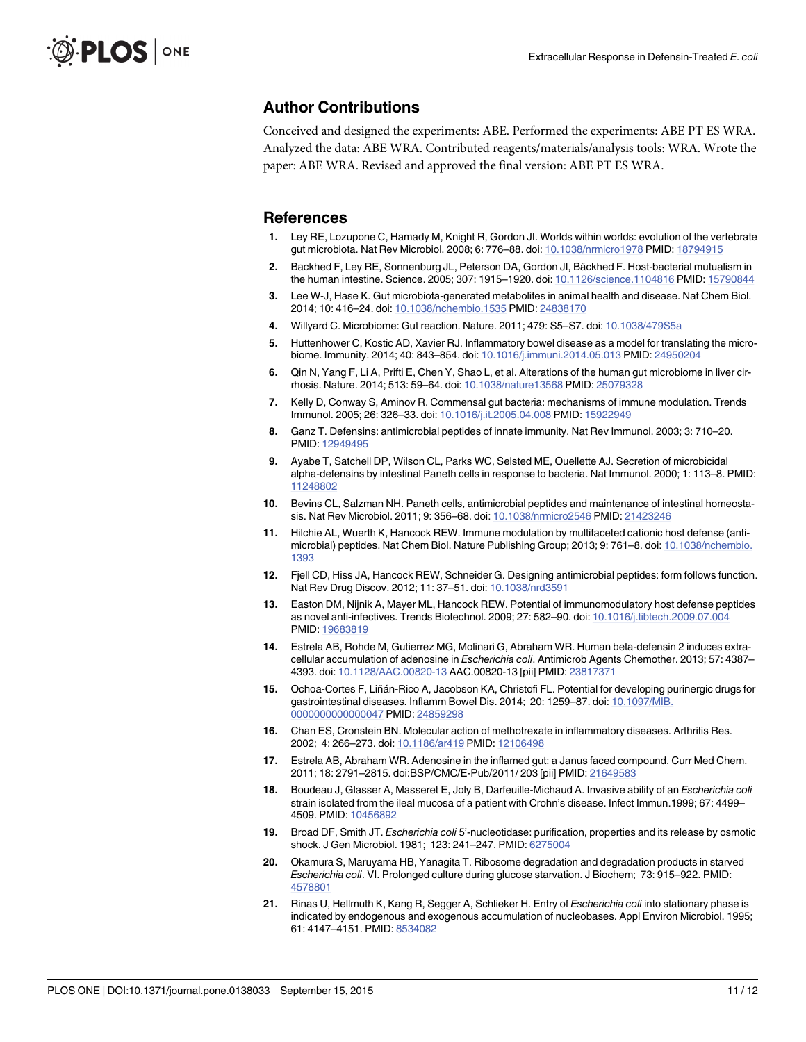## Author Contributions

Conceived and designed the experiments: ABE. Performed the experiments: ABE PT ES WRA. Analyzed the data: ABE WRA. Contributed reagents/materials/analysis tools: WRA. Wrote the paper: ABE WRA. Revised and approved the final version: ABE PT ES WRA.

## References

1. Ley RE, Lozupone C, Hamady M, Knight R, Gordon JI. Worlds within worlds: evolution of the vertebrate gut microbiota. Nat Rev Microbiol. 2008; 6: 776–88. doi: 10.1038/nrmicro1978 PMID: 18794915
2. Backhed F, Ley RE, Sonnenburg JL, Peterson DA, Gordon JI, Bäckhed F. Host-bacterial mutualism in the human intestine. Science. 2005; 307: 1915–1920. doi: 10.1126/science.1104816 PMID: 15790844
3. Lee W-J, Hase K. Gut microbiota-generated metabolites in animal health and disease. Nat Chem Biol. 2014; 10: 416–24. doi: 10.1038/nchembio.1535 PMID: 24838170
4. Willyard C. Microbiome: Gut reaction. Nature. 2011; 479: S5–S7. doi: 10.1038/479S5a
5. Huttenhower C, Kostic AD, Xavier RJ. Inflammatory bowel disease as a model for translating the microbiome. Immunity. 2014; 40: 843–854. doi: 10.1016/j.immuni.2014.05.013 PMID: 24950204
6. Qin N, Yang F, Li A, Prifti E, Chen Y, Shao L, et al. Alterations of the human gut microbiome in liver cirrhosis. Nature. 2014; 513: 59–64. doi: 10.1038/nature13568 PMID: 25079328
7. Kelly D, Conway S, Aminov R. Commensal gut bacteria: mechanisms of immune modulation. Trends Immunol. 2005; 26: 326–33. doi: 10.1016/j.it.2005.04.008 PMID: 15922949
8. Ganz T. Defensins: antimicrobial peptides of innate immunity. Nat Rev Immunol. 2003; 3: 710–20. PMID: 12949495
9. Ayabe T, Satchell DP, Wilson CL, Parks WC, Selsted ME, Ouellette AJ. Secretion of microbicidal alpha-defensins by intestinal Paneth cells in response to bacteria. Nat Immunol. 2000; 1: 113–8. PMID: 11248802
10. Bevins CL, Salzman NH. Paneth cells, antimicrobial peptides and maintenance of intestinal homeostasis. Nat Rev Microbiol. 2011; 9: 356–68. doi: 10.1038/nrmicro2546 PMID: 21423246
11. Hilchie AL, Wuerth K, Hancock REW. Immune modulation by multifaceted cationic host defense (antimicrobial) peptides. Nat Chem Biol. Nature Publishing Group; 2013; 9: 761–8. doi: 10.1038/nchembio.1393
12. Fjell CD, Hiss JA, Hancock REW, Schneider G. Designing antimicrobial peptides: form follows function. Nat Rev Drug Discov. 2012; 11: 37–51. doi: 10.1038/nrd3591
13. Easton DM, Nijnik A, Mayer ML, Hancock REW. Potential of immunomodulatory host defense peptides as novel anti-infectives. Trends Biotechnol. 2009; 27: 582–90. doi: 10.1016/j.tibtech.2009.07.004 PMID: 19683819
14. Estrela AB, Rohde M, Gutierrez MG, Molinari G, Abraham WR. Human beta-defensin 2 induces extracellular accumulation of adenosine in *Escherichia coli*. Antimicrob Agents Chemother. 2013; 57: 4387–4393. doi: 10.1128/AAC.00820-13 AAC.00820-13 [pii] PMID: 23817371
15. Ochoa-Cortes F, Liñán-Rico A, Jacobson KA, Christofi FL. Potential for developing purinergic drugs for gastrointestinal diseases. Inflamm Bowel Dis. 2014; 20: 1259–87. doi: 10.1097/MIB.0000000000000047 PMID: 24859298
16. Chan ES, Cronstein BN. Molecular action of methotrexate in inflammatory diseases. Arthritis Res. 2002; 4: 266–273. doi: 10.1186/ar419 PMID: 12106498
17. Estrela AB, Abraham WR. Adenosine in the inflamed gut: a Janus faced compound. Curr Med Chem. 2011; 18: 2791–2815. doi:BSP/CMC/E-Pub/2011/ 203 [pii] PMID: 21649583
18. Boudeau J, Glasser A, Masseret E, Joly B, Darfeuille-Michaud A. Invasive ability of an *Escherichia coli* strain isolated from the ileal mucosa of a patient with Crohn's disease. Infect Immun.1999; 67: 4499–4509. PMID: 10456892
19. Broad DF, Smith JT. *Escherichia coli* 5'-nucleotidase: purification, properties and its release by osmotic shock. J Gen Microbiol. 1981; 123: 241–247. PMID: 6275004
20. Okamura S, Maruyama HB, Yanagita T. Ribosome degradation and degradation products in starved *Escherichia coli*. VI. Prolonged culture during glucose starvation. J Biochem; 73: 915–922. PMID: 4578801
21. Rinas U, Hellmuth K, Kang R, Segger A, Schlieker H. Entry of *Escherichia coli* into stationary phase is indicated by endogenous and exogenous accumulation of nucleobases. Appl Environ Microbiol. 1995; 61: 4147–4151. PMID: 8534082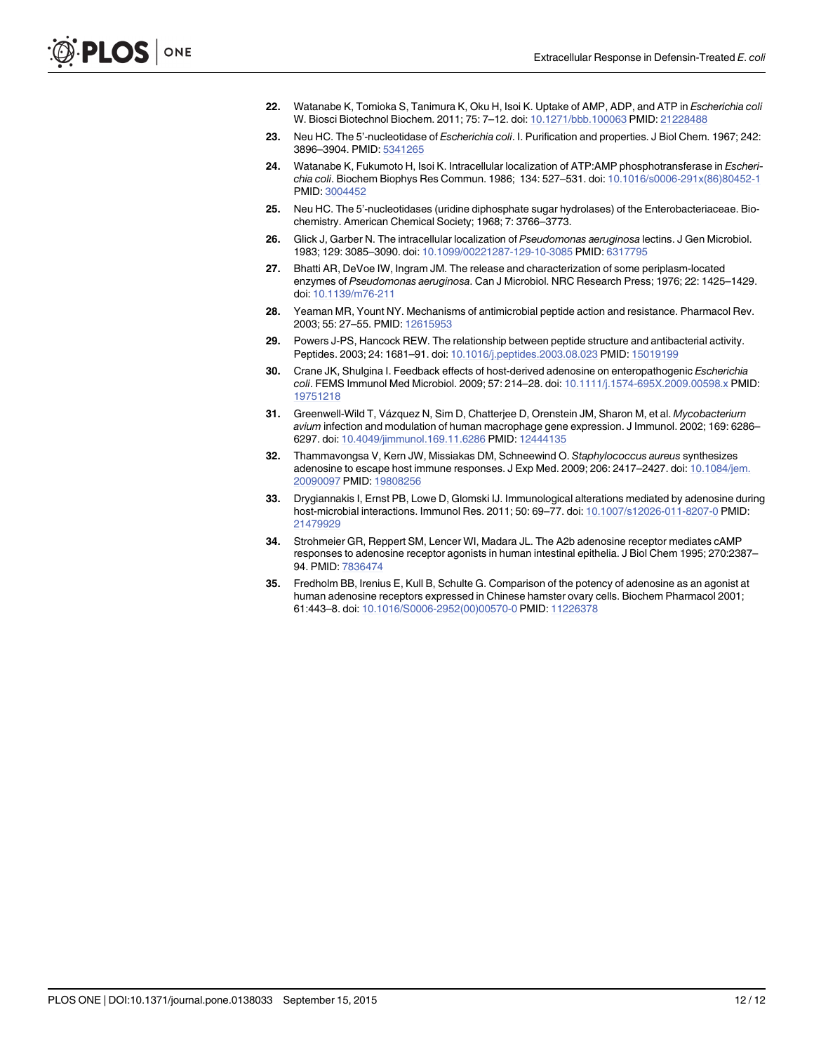22. Watanabe K, Tomioka S, Tanimura K, Oku H, Isoi K. Uptake of AMP, ADP, and ATP in *Escherichia coli* W. Biosci Biotechnol Biochem. 2011; 75: 7–12. doi: 10.1271/bbb.100063 PMID: 21228488

23. Neu HC. The 5'-nucleotidase of *Escherichia coli*. I. Purification and properties. J Biol Chem. 1967; 242: 3896–3904. PMID: 5341265

24. Watanabe K, Fukumoto H, Isoi K. Intracellular localization of ATP:AMP phosphotransferase in *Escherichia coli*. Biochem Biophys Res Commun. 1986; 134: 527–531. doi: 10.1016/s0006-291x(86)80452-1 PMID: 3004452

25. Neu HC. The 5'-nucleotidases (uridine diphosphate sugar hydrolases) of the Enterobacteriaceae. Biochemistry. American Chemical Society; 1968; 7: 3766–3773.

26. Glick J, Garber N. The intracellular localization of *Pseudomonas aeruginosa* lectins. J Gen Microbiol. 1983; 129: 3085–3090. doi: 10.1099/00221287-129-10-3085 PMID: 6317795

27. Bhatti AR, DeVoe IW, Ingram JM. The release and characterization of some periplasm-located enzymes of *Pseudomonas aeruginosa*. Can J Microbiol. NRC Research Press; 1976; 22: 1425–1429. doi: 10.1139/m76-211

28. Yeaman MR, Yount NY. Mechanisms of antimicrobial peptide action and resistance. Pharmacol Rev. 2003; 55: 27–55. PMID: 12615953

29. Powers J-PS, Hancock REW. The relationship between peptide structure and antibacterial activity. Peptides. 2003; 24: 1681–91. doi: 10.1016/j.peptides.2003.08.023 PMID: 15019199

30. Crane JK, Shulgina I. Feedback effects of host-derived adenosine on enteropathogenic *Escherichia coli*. FEMS Immunol Med Microbiol. 2009; 57: 214–28. doi: 10.1111/j.1574-695X.2009.00598.x PMID: 19751218

31. Greenwell-Wild T, Vázquez N, Sim D, Chatterjee D, Orenstein JM, Sharon M, et al. *Mycobacterium avium* infection and modulation of human macrophage gene expression. J Immunol. 2002; 169: 6286–6297. doi: 10.4049/jimmunol.169.11.6286 PMID: 12444135

32. Thammavongsa V, Kern JW, Missiakas DM, Schneewind O. *Staphylococcus aureus* synthesizes adenosine to escape host immune responses. J Exp Med. 2009; 206: 2417–2427. doi: 10.1084/jem.20090097 PMID: 19808256

33. Drygiannakis I, Ernst PB, Lowe D, Glomski IJ. Immunological alterations mediated by adenosine during host-microbial interactions. Immunol Res. 2011; 50: 69–77. doi: 10.1007/s12026-011-8207-0 PMID: 21479929

34. Strohmeier GR, Reppert SM, Lencer WI, Madara JL. The A2b adenosine receptor mediates cAMP responses to adenosine receptor agonists in human intestinal epithelia. J Biol Chem 1995; 270:2387–94. PMID: 7836474

35. Fredholm BB, Irenius E, Kull B, Schulte G. Comparison of the potency of adenosine as an agonist at human adenosine receptors expressed in Chinese hamster ovary cells. Biochem Pharmacol 2001; 61:443–8. doi: 10.1016/S0006-2952(00)00570-0 PMID: 11226378